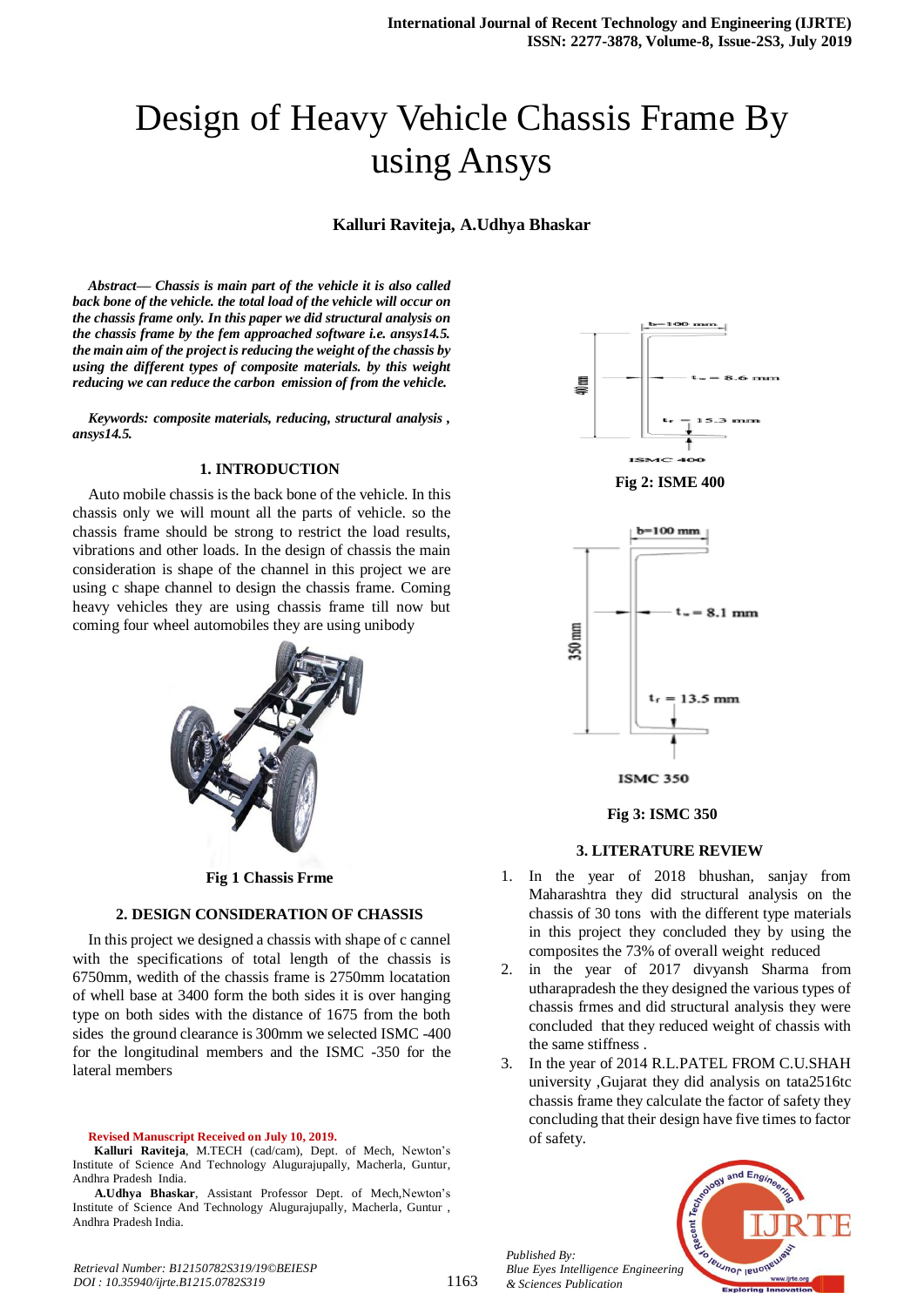# Design of Heavy Vehicle Chassis Frame By using Ansys

**Kalluri Raviteja, A.Udhya Bhaskar**

***Abstract— Chassis is main part of the vehicle it is also called back bone of the vehicle. the total load of the vehicle will occur on the chassis frame only. In this paper we did structural analysis on the chassis frame by the fem approached software i.e. ansys14.5. the main aim of the project is reducing the weight of the chassis by using the different types of composite materials. by this weight reducing we can reduce the carbon emission of from the vehicle.***

***Keywords: composite materials, reducing, structural analysis , ansys14.5.***

## 1. INTRODUCTION

Auto mobile chassis is the back bone of the vehicle. In this chassis only we will mount all the parts of vehicle. so the chassis frame should be strong to restrict the load results, vibrations and other loads. In the design of chassis the main consideration is shape of the channel in this project we are using c shape channel to design the chassis frame. Coming heavy vehicles they are using chassis frame till now but coming four wheel automobiles they are using unibody

**Fig 1 Chassis Frme**

## 2. DESIGN CONSIDERATION OF CHASSIS

In this project we designed a chassis with shape of c cannel with the specifications of total length of the chassis is 6750mm, wedith of the chassis frame is 2750mm locatation of whell base at 3400 form the both sides it is over hanging type on both sides with the distance of 1675 from the both sides the ground clearance is 300mm we selected ISMC -400 for the longitudinal members and the ISMC -350 for the lateral members

b=100 mm

400 mm

$t_w$ = 8.6 mm

$t_f$ = 15.3 mm

ISMC 400

**Fig 2: ISME 400**

b=100 mm

350 mm

$t_w$ = 8.1 mm

$t_f$ = 13.5 mm

ISMC 350

**Fig 3: ISMC 350**

## 3. LITERATURE REVIEW

1. In the year of 2018 bhushan, sanjay from Maharashtra they did structural analysis on the chassis of 30 tons with the different type materials in this project they concluded they by using the composites the 73% of overall weight reduced
2. in the year of 2017 divyansh Sharma from utharapradesh the they designed the various types of chassis frmes and did structural analysis they were concluded that they reduced weight of chassis with the same stiffness .
3. In the year of 2014 R.L.PATEL FROM C.U.SHAH university ,Gujarat they did analysis on tata2516tc chassis frame they calculate the factor of safety they concluding that their design have five times to factor of safety.

**Revised Manuscript Received on July 10, 2019.**

**Kalluri Raviteja**, M.TECH (cad/cam), Dept. of Mech, Newton's Institute of Science And Technology Alugurajupally, Macherla, Guntur, Andhra Pradesh India.

**A.Udhya Bhaskar**, Assistant Professor Dept. of Mech,Newton's Institute of Science And Technology Alugurajupally, Macherla, Guntur , Andhra Pradesh India.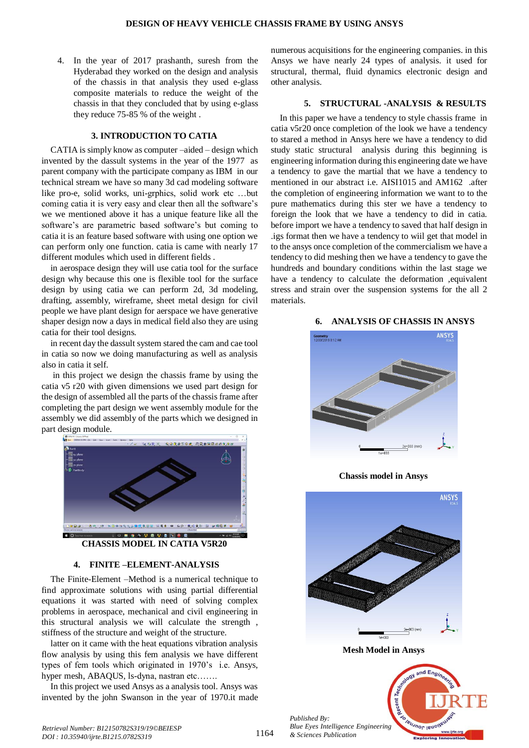4. In the year of 2017 prashanth, suresh from the Hyderabad they worked on the design and analysis of the chassis in that analysis they used e-glass composite materials to reduce the weight of the chassis in that they concluded that by using e-glass they reduce 75-85 % of the weight .

## 3. INTRODUCTION TO CATIA

CATIA is simply know as computer –aided – design which invented by the dassult systems in the year of the 1977 as parent company with the participate company as IBM in our technical stream we have so many 3d cad modeling software like pro-e, solid works, uni-grphics, solid work etc …but coming catia it is very easy and clear then all the software's we we mentioned above it has a unique feature like all the software's are parametric based software's but coming to catia it is an feature based software with using one option we can perform only one function. catia is came with nearly 17 different modules which used in different fields .

in aerospace design they will use catia tool for the surface design why because this one is flexible tool for the surface design by using catia we can perform 2d, 3d modeling, drafting, assembly, wireframe, sheet metal design for civil people we have plant design for aerspace we have generative shaper design now a days in medical field also they are using catia for their tool designs.

in recent day the dassult system stared the cam and cae tool in catia so now we doing manufacturing as well as analysis also in catia it self.

in this project we design the chassis frame by using the catia v5 r20 with given dimensions we used part design for the design of assembled all the parts of the chassis frame after completing the part design we went assembly module for the assembly we did assembly of the parts which we designed in part design module.

**CHASSIS MODEL IN CATIA V5R20**

## 4. FINITE –ELEMENT-ANALYSIS

The Finite-Element –Method is a numerical technique to find approximate solutions with using partial differential equations it was started with need of solving complex problems in aerospace, mechanical and civil engineering in this structural analysis we will calculate the strength , stiffness of the structure and weight of the structure.

latter on it came with the heat equations vibration analysis flow analysis by using this fem analysis we have different types of fem tools which originated in 1970's i.e. Ansys, hyper mesh, ABAQUS, ls-dyna, nastran etc…….

In this project we used Ansys as a analysis tool. Ansys was invented by the john Swanson in the year of 1970.it made numerous acquisitions for the engineering companies. in this Ansys we have nearly 24 types of analysis. it used for structural, thermal, fluid dynamics electronic design and other analysis.

## 5. STRUCTURAL -ANALYSIS & RESULTS

In this paper we have a tendency to style chassis frame in catia v5r20 once completion of the look we have a tendency to stared a method in Ansys here we have a tendency to did study static structural analysis during this beginning is engineering information during this engineering date we have a tendency to gave the martial that we have a tendency to mentioned in our abstract i.e. AISI1015 and AM162 .after the completion of engineering information we want to to the pure mathematics during this ster we have a tendency to foreign the look that we have a tendency to did in catia. before import we have a tendency to saved that half design in .igs format then we have a tendency to wiil get that model in to the ansys once completion of the commercialism we have a tendency to did meshing then we have a tendency to gave the hundreds and boundary conditions within the last stage we have a tendency to calculate the deformation ,equivalent stress and strain over the suspension systems for the all 2 materials.

## 6. ANALYSIS OF CHASSIS IN ANSYS

**Chassis model in Ansys**

**Mesh Model in Ansys**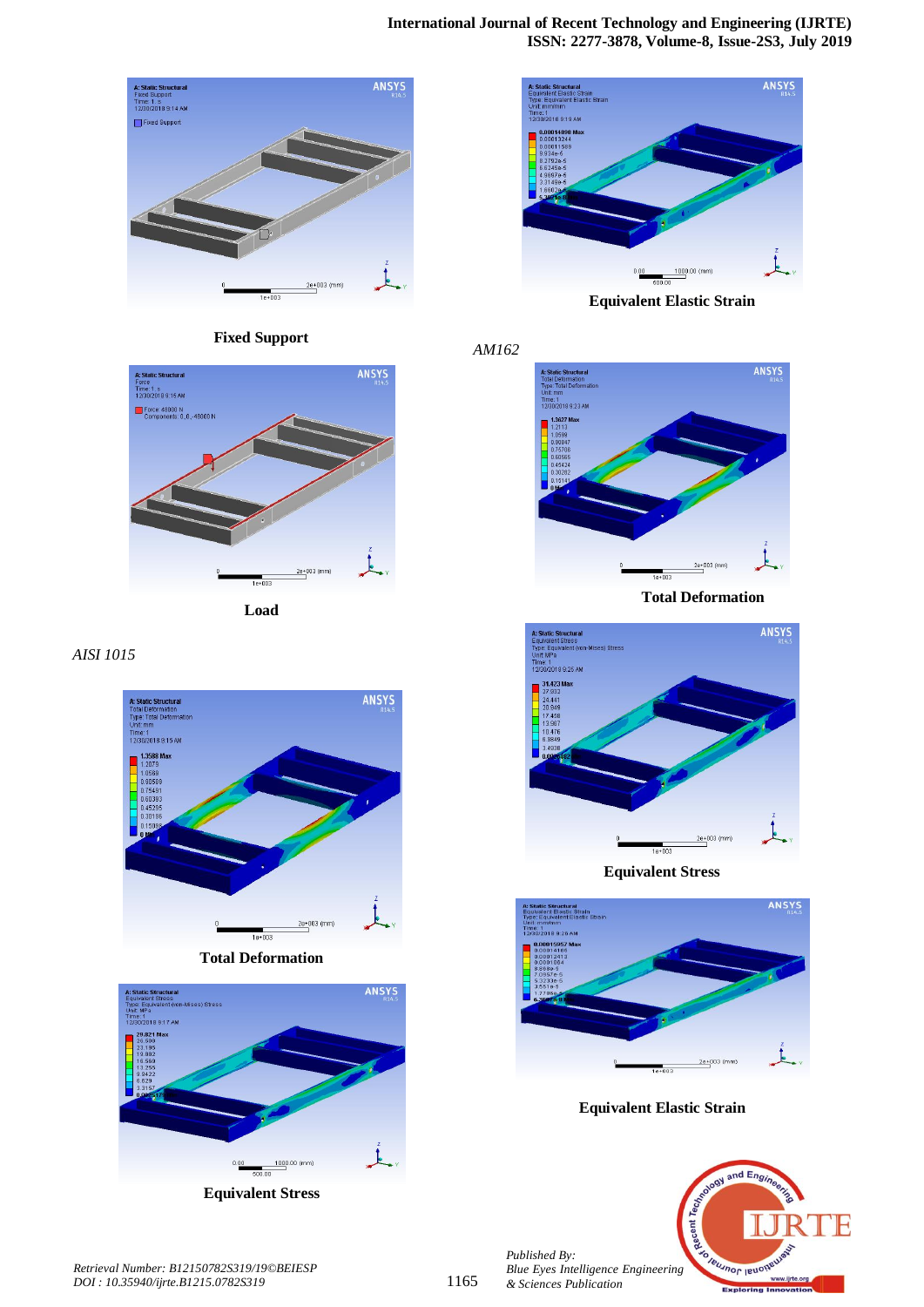Fixed Support

Load

Equivalent Elastic Strain

*AM162*

Total Deformation

*AISI 1015*

Total Deformation

Equivalent Stress

Equivalent Stress

Equivalent Elastic Strain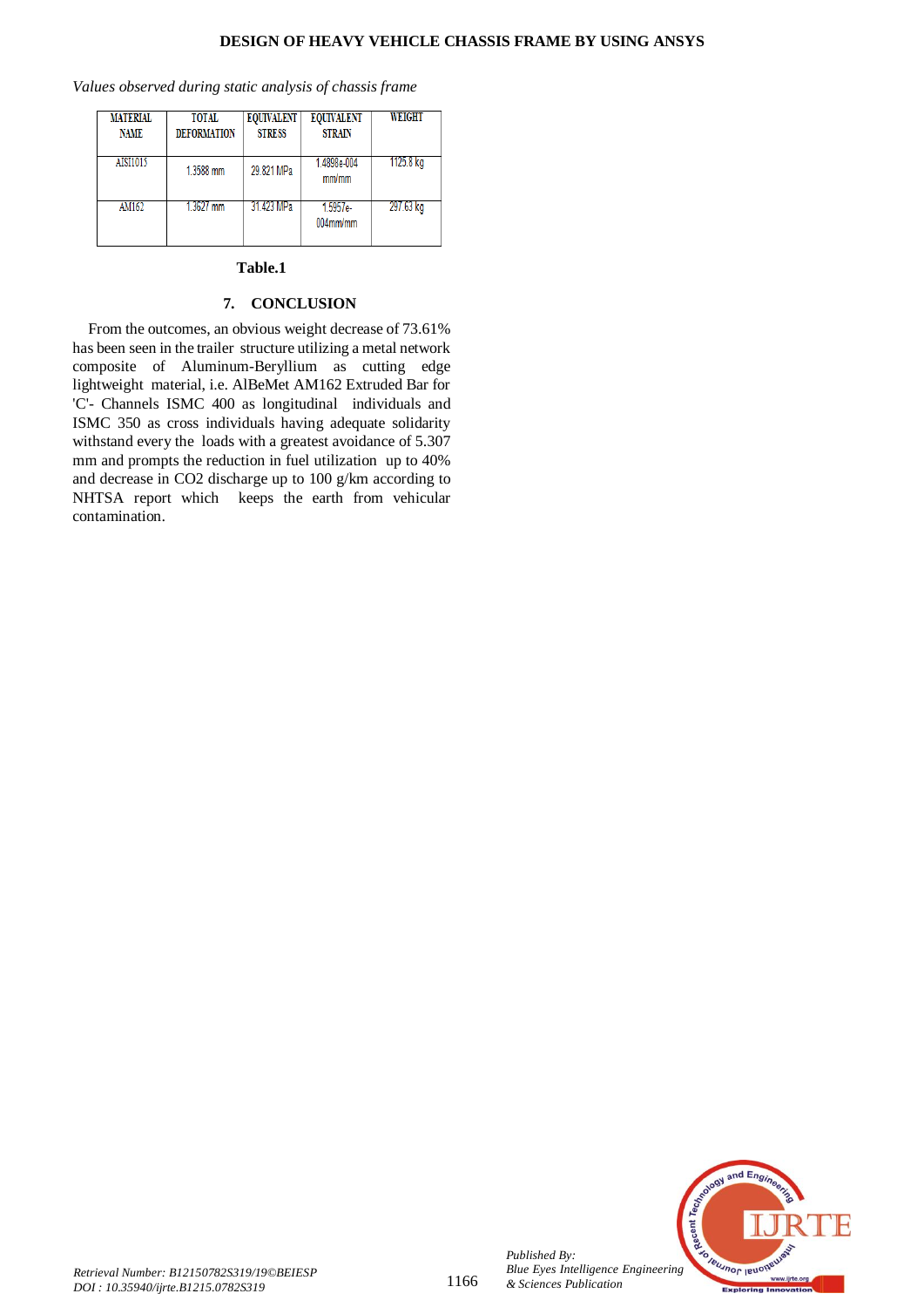*Values observed during static analysis of chassis frame*

| MATERIAL NAME | TOTAL DEFORMATION | EQUIVALENT STRESS | EQUIVALENT STRAIN | WEIGHT |
|---|---|---|---|---|
| AISI1015 | 1.3588 mm | 29.821 MPa | 1.4898e-004 mm/mm | 1125.8 kg |
| AM162 | 1.3627 mm | 31.423 MPa | 1.5957e-004mm/mm | 297.63 kg |

**Table.1**

## 7. CONCLUSION

From the outcomes, an obvious weight decrease of 73.61% has been seen in the trailer structure utilizing a metal network composite of Aluminum-Beryllium as cutting edge lightweight material, i.e. AlBeMet AM162 Extruded Bar for 'C'- Channels ISMC 400 as longitudinal individuals and ISMC 350 as cross individuals having adequate solidarity withstand every the loads with a greatest avoidance of 5.307 mm and prompts the reduction in fuel utilization up to 40% and decrease in $CO_2$ discharge up to 100 g/km according to NHTSA report which keeps the earth from vehicular contamination.